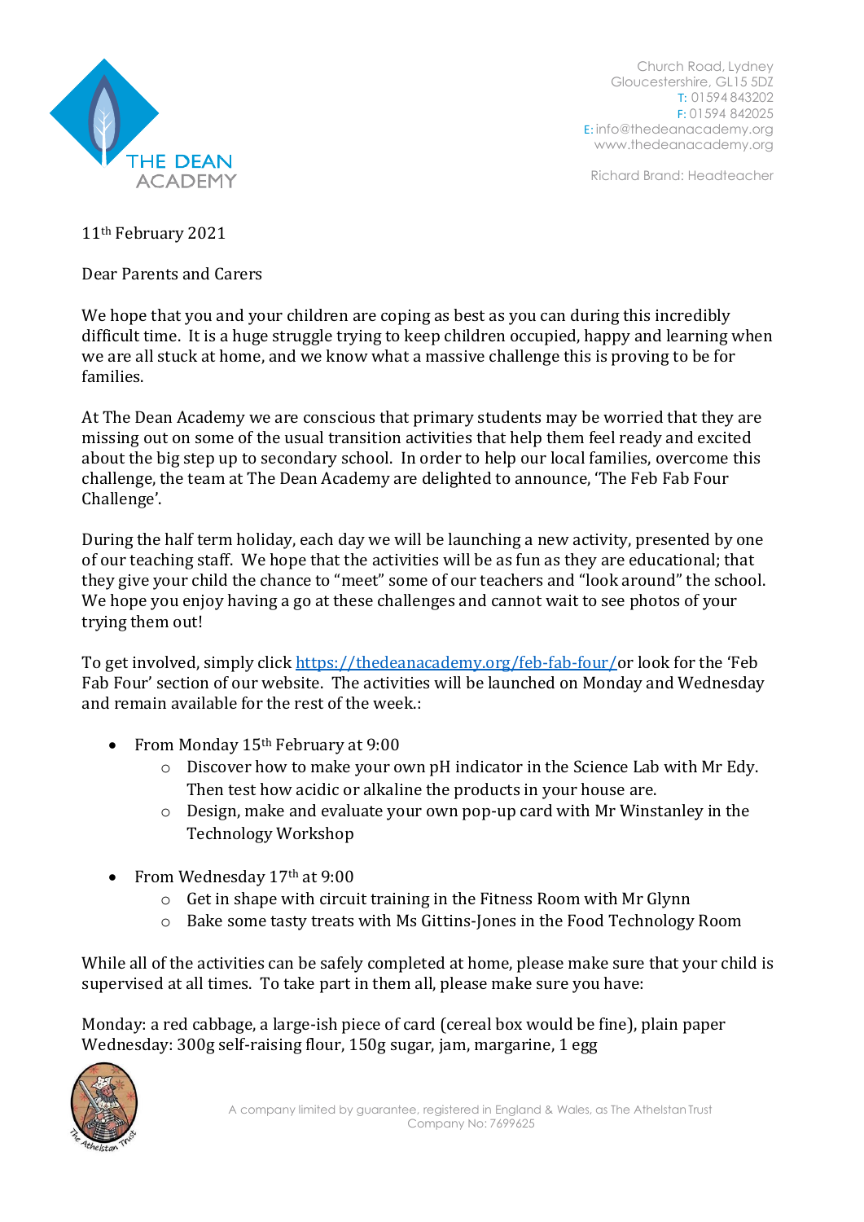THE DEAN ACADEMY

Church Road, Lydney
Gloucestershire, GL15 5DZ
T: 01594 843202
F: 01594 842025
E: info@thedeanacademy.org
www.thedeanacademy.org

Richard Brand: Headteacher

11th February 2021

Dear Parents and Carers

We hope that you and your children are coping as best as you can during this incredibly difficult time. It is a huge struggle trying to keep children occupied, happy and learning when we are all stuck at home, and we know what a massive challenge this is proving to be for families.

At The Dean Academy we are conscious that primary students may be worried that they are missing out on some of the usual transition activities that help them feel ready and excited about the big step up to secondary school. In order to help our local families, overcome this challenge, the team at The Dean Academy are delighted to announce, 'The Feb Fab Four Challenge'.

During the half term holiday, each day we will be launching a new activity, presented by one of our teaching staff. We hope that the activities will be as fun as they are educational; that they give your child the chance to "meet" some of our teachers and "look around" the school. We hope you enjoy having a go at these challenges and cannot wait to see photos of your trying them out!

To get involved, simply click https://thedeanacademy.org/feb-fab-four/or look for the 'Feb Fab Four' section of our website. The activities will be launched on Monday and Wednesday and remain available for the rest of the week.:

- From Monday 15th February at 9:00
  - Discover how to make your own pH indicator in the Science Lab with Mr Edy. Then test how acidic or alkaline the products in your house are.
  - Design, make and evaluate your own pop-up card with Mr Winstanley in the Technology Workshop
- From Wednesday 17th at 9:00
  - Get in shape with circuit training in the Fitness Room with Mr Glynn
  - Bake some tasty treats with Ms Gittins-Jones in the Food Technology Room

While all of the activities can be safely completed at home, please make sure that your child is supervised at all times. To take part in them all, please make sure you have:

Monday: a red cabbage, a large-ish piece of card (cereal box would be fine), plain paper
Wednesday: 300g self-raising flour, 150g sugar, jam, margarine, 1 egg

A company limited by guarantee, registered in England & Wales, as The Athelstan Trust
Company No: 7699625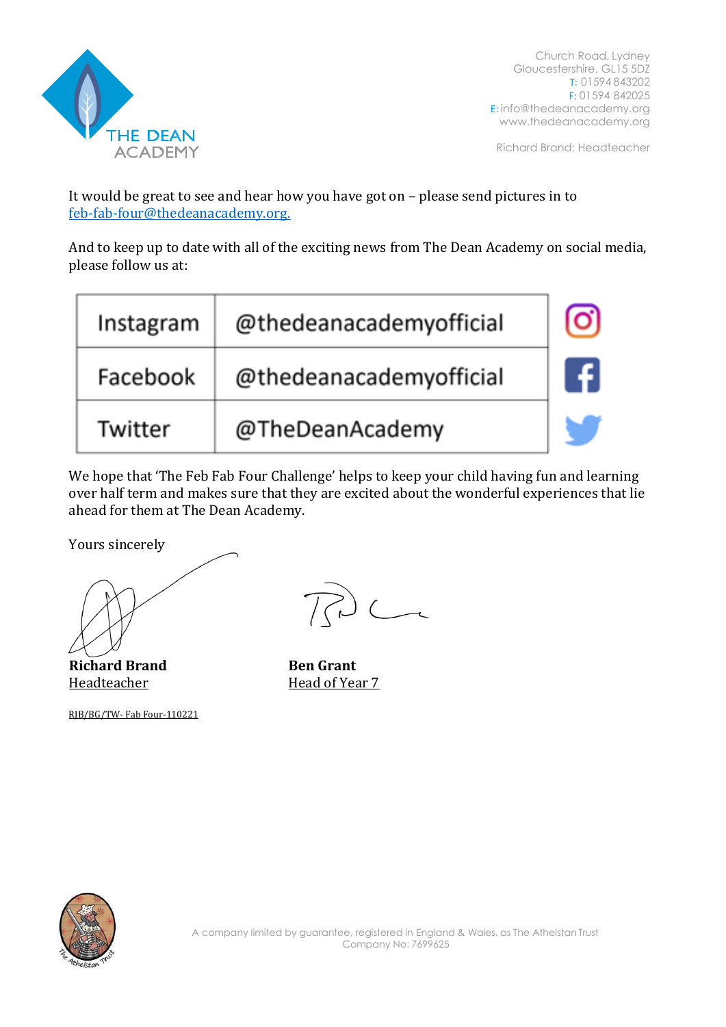Church Road, Lydney
Gloucestershire, GL15 5DZ
T: 01594 843202
F: 01594 842025
E: info@thedeanacademy.org
www.thedeanacademy.org

Richard Brand: Headteacher

It would be great to see and hear how you have got on – please send pictures in to feb-fab-four@thedeanacademy.org.

And to keep up to date with all of the exciting news from The Dean Academy on social media, please follow us at:

| | |
|---|---|
| Instagram | @thedeanacademyofficial |
| Facebook | @thedeanacademyofficial |
| Twitter | @TheDeanAcademy |

We hope that 'The Feb Fab Four Challenge' helps to keep your child having fun and learning over half term and makes sure that they are excited about the wonderful experiences that lie ahead for them at The Dean Academy.

Yours sincerely

**Richard Brand**
Headteacher

**Ben Grant**
Head of Year 7

RJB/BG/TW- Fab Four-110221

A company limited by guarantee, registered in England & Wales, as The Athelstan Trust
Company No: 7699625